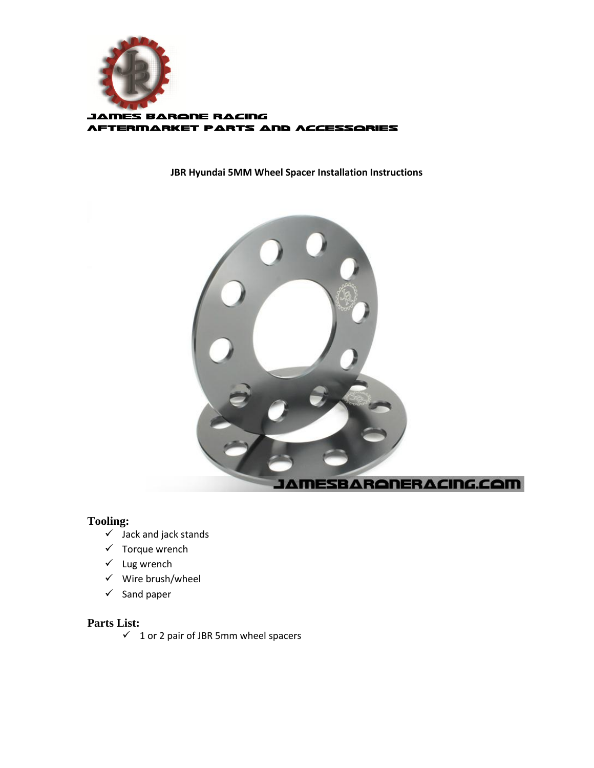JAMES BARONE RACING
AFTERMARKET PARTS AND ACCESSORIES

**JBR Hyundai 5MM Wheel Spacer Installation Instructions**

JAMESBARONERACING.COM

## Tooling:

- ✓ Jack and jack stands
- ✓ Torque wrench
- ✓ Lug wrench
- ✓ Wire brush/wheel
- ✓ Sand paper

## Parts List:

- ✓ 1 or 2 pair of JBR 5mm wheel spacers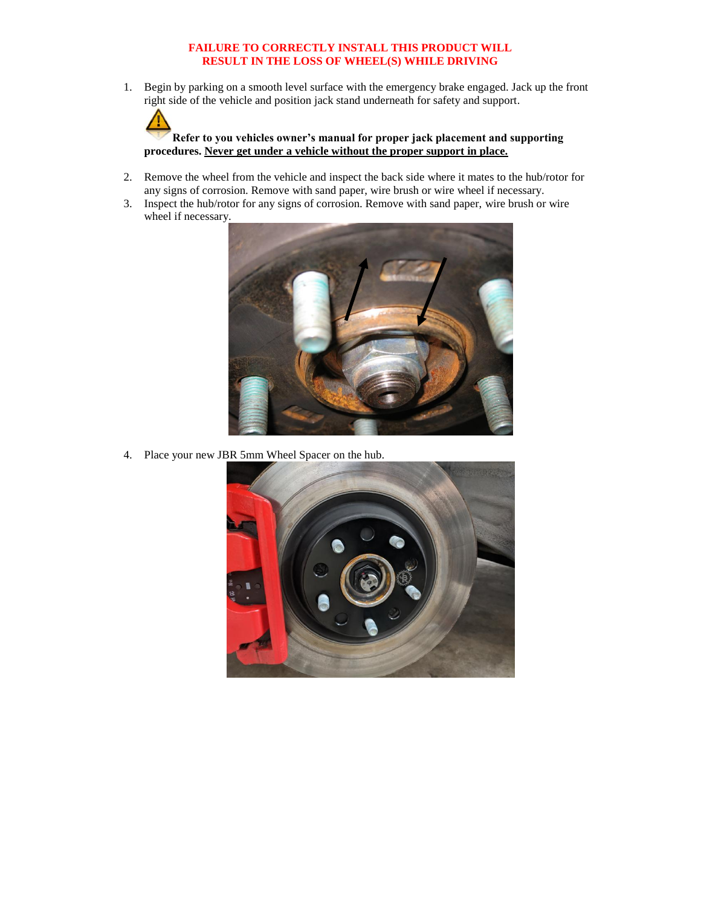**FAILURE TO CORRECTLY INSTALL THIS PRODUCT WILL RESULT IN THE LOSS OF WHEEL(S) WHILE DRIVING**

1. Begin by parking on a smooth level surface with the emergency brake engaged. Jack up the front right side of the vehicle and position jack stand underneath for safety and support.

   **Refer to you vehicles owner's manual for proper jack placement and supporting procedures. Never get under a vehicle without the proper support in place.**

2. Remove the wheel from the vehicle and inspect the back side where it mates to the hub/rotor for any signs of corrosion. Remove with sand paper, wire brush or wire wheel if necessary.
3. Inspect the hub/rotor for any signs of corrosion. Remove with sand paper, wire brush or wire wheel if necessary.
4. Place your new JBR 5mm Wheel Spacer on the hub.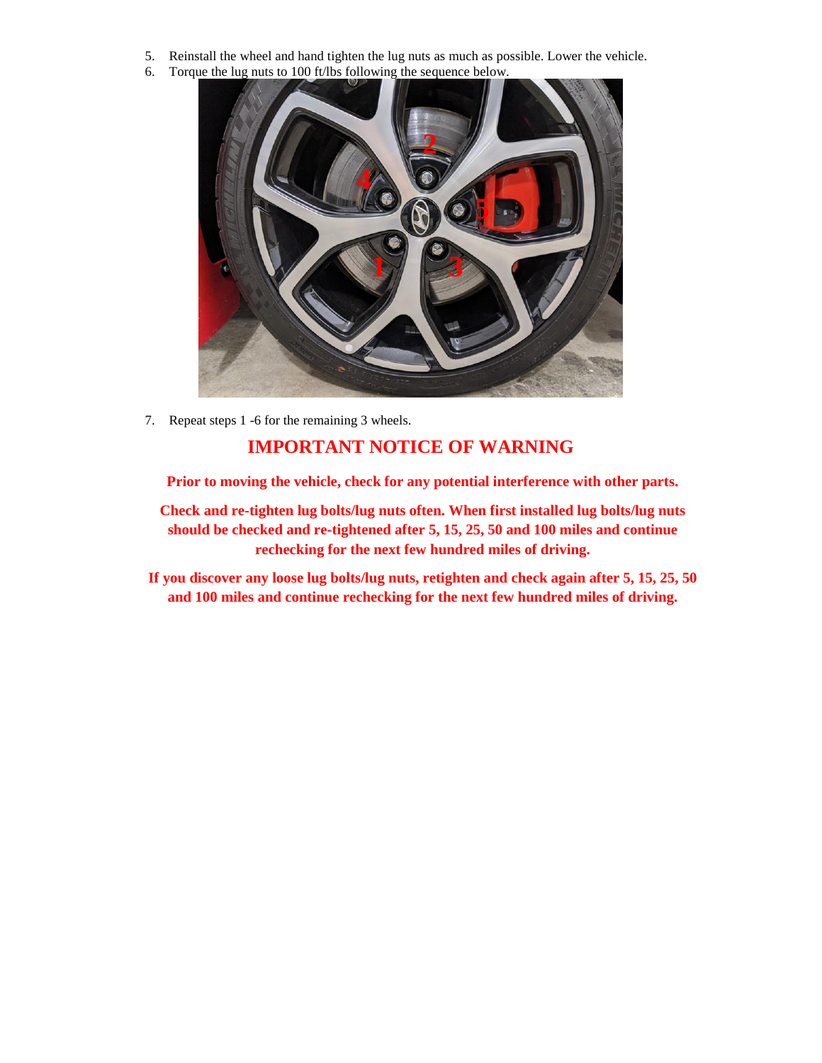5. Reinstall the wheel and hand tighten the lug nuts as much as possible. Lower the vehicle.
6. Torque the lug nuts to 100 ft/lbs following the sequence below.

7. Repeat steps 1 -6 for the remaining 3 wheels.

## IMPORTANT NOTICE OF WARNING

**Prior to moving the vehicle, check for any potential interference with other parts.**

**Check and re-tighten lug bolts/lug nuts often. When first installed lug bolts/lug nuts should be checked and re-tightened after 5, 15, 25, 50 and 100 miles and continue rechecking for the next few hundred miles of driving.**

**If you discover any loose lug bolts/lug nuts, retighten and check again after 5, 15, 25, 50 and 100 miles and continue rechecking for the next few hundred miles of driving.**